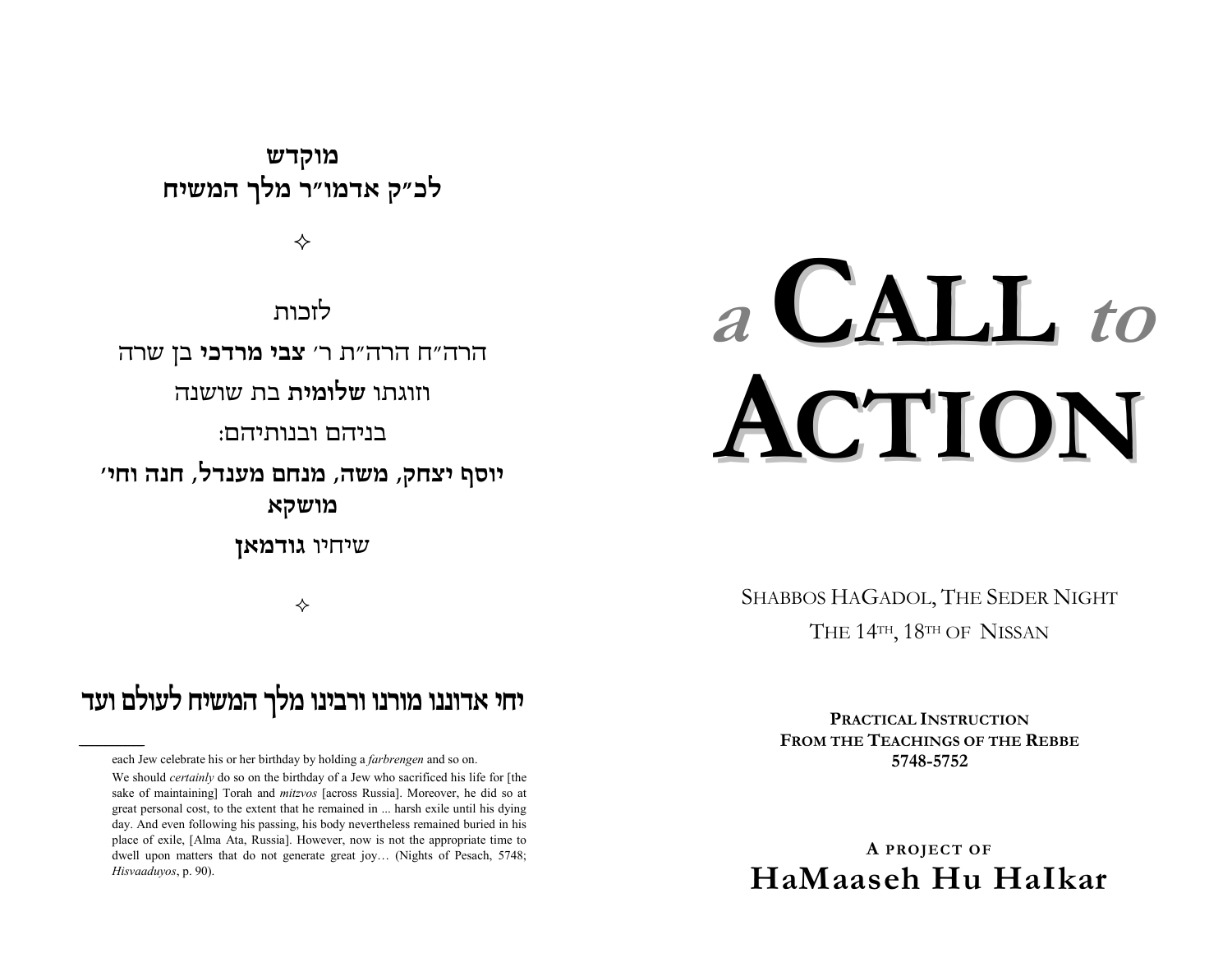**מוקדש**
**לכ״ק אדמו״ר מלך המשיח**

✧

לזכות

הרה״ח הרה״ת ר׳ **צבי מרדכי** בן שרה

וזוגתו **שלומית** בת שושנה

בניהם ובנותיהם:

**יוסף יצחק, משה, מנחם מענדל, חנה וחי׳ מושקא**

שיחיו **גודמאן**

✧

**יחי אדוננו מורנו ורבינו מלך המשיח לעולם ועד**

---

each Jew celebrate his or her birthday by holding a *farbrengen* and so on.

We should *certainly* do so on the birthday of a Jew who sacrificed his life for [the sake of maintaining] Torah and *mitzvos* [across Russia]. Moreover, he did so at great personal cost, to the extent that he remained in ... harsh exile until his dying day. And even following his passing, his body nevertheless remained buried in his place of exile, [Alma Ata, Russia]. However, now is not the appropriate time to dwell upon matters that do not generate great joy… (Nights of Pesach, 5748; *Hisvaaduyos*, p. 90).

# a CALL to ACTION

SHABBOS HAGADOL, THE SEDER NIGHT
THE 14TH, 18TH OF NISSAN

**PRACTICAL INSTRUCTION**
**FROM THE TEACHINGS OF THE REBBE**
**5748-5752**

**A PROJECT OF**
**HaMaaseh Hu HaIkar**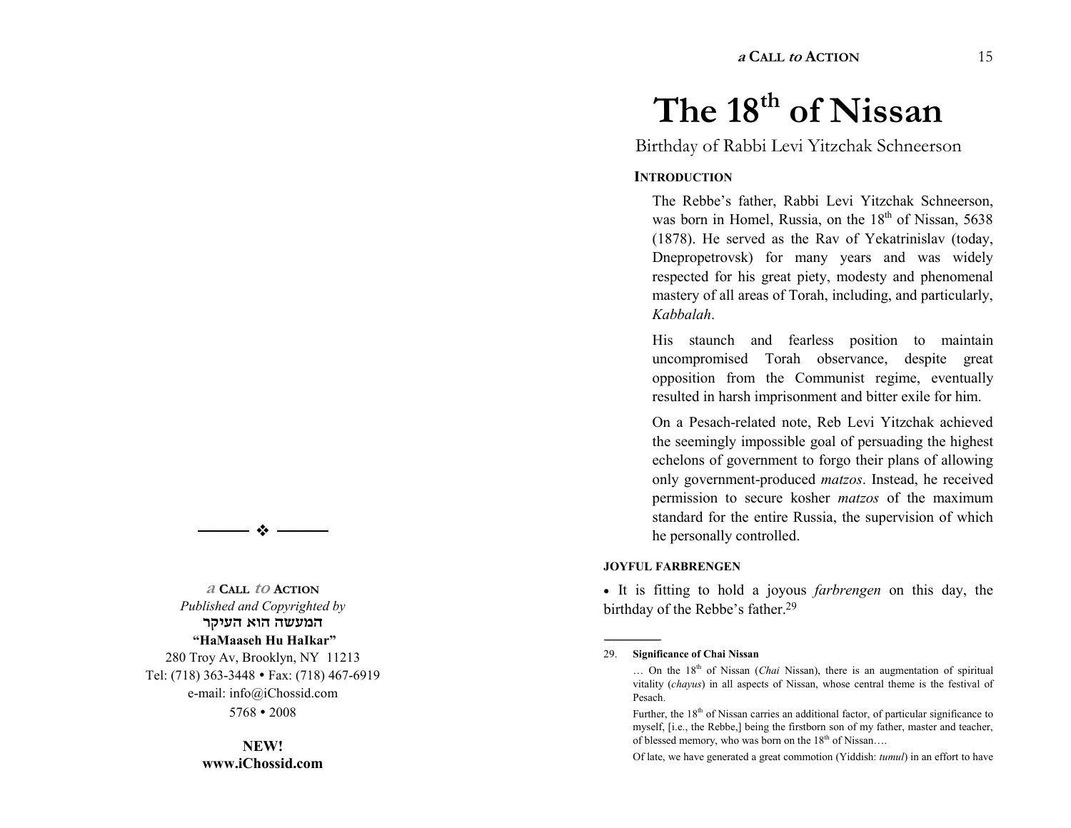---

❖

---

*a* **CALL** *to* **ACTION**
*Published and Copyrighted by*
**המעשה הוא העיקר**
**"HaMaaseh Hu HaIkar"**
280 Troy Av, Brooklyn, NY 11213
Tel: (718) 363-3448 • Fax: (718) 467-6919
e-mail: info@iChossid.com
5768 • 2008

**NEW!**
**www.iChossid.com**

# The 18th of Nissan

Birthday of Rabbi Levi Yitzchak Schneerson

**INTRODUCTION**

The Rebbe's father, Rabbi Levi Yitzchak Schneerson, was born in Homel, Russia, on the 18th of Nissan, 5638 (1878). He served as the Rav of Yekatrinislav (today, Dnepropetrovsk) for many years and was widely respected for his great piety, modesty and phenomenal mastery of all areas of Torah, including, and particularly, *Kabbalah*.

His staunch and fearless position to maintain uncompromised Torah observance, despite great opposition from the Communist regime, eventually resulted in harsh imprisonment and bitter exile for him.

On a Pesach-related note, Reb Levi Yitzchak achieved the seemingly impossible goal of persuading the highest echelons of government to forgo their plans of allowing only government-produced *matzos*. Instead, he received permission to secure kosher *matzos* of the maximum standard for the entire Russia, the supervision of which he personally controlled.

**JOYFUL FARBRENGEN**

• It is fitting to hold a joyous *farbrengen* on this day, the birthday of the Rebbe's father.[29]

---

29. **Significance of Chai Nissan**

… On the 18th of Nissan (*Chai* Nissan), there is an augmentation of spiritual vitality (*chayus*) in all aspects of Nissan, whose central theme is the festival of Pesach.

Further, the 18th of Nissan carries an additional factor, of particular significance to myself, [i.e., the Rebbe,] being the firstborn son of my father, master and teacher, of blessed memory, who was born on the 18th of Nissan….

Of late, we have generated a great commotion (Yiddish: *tumul*) in an effort to have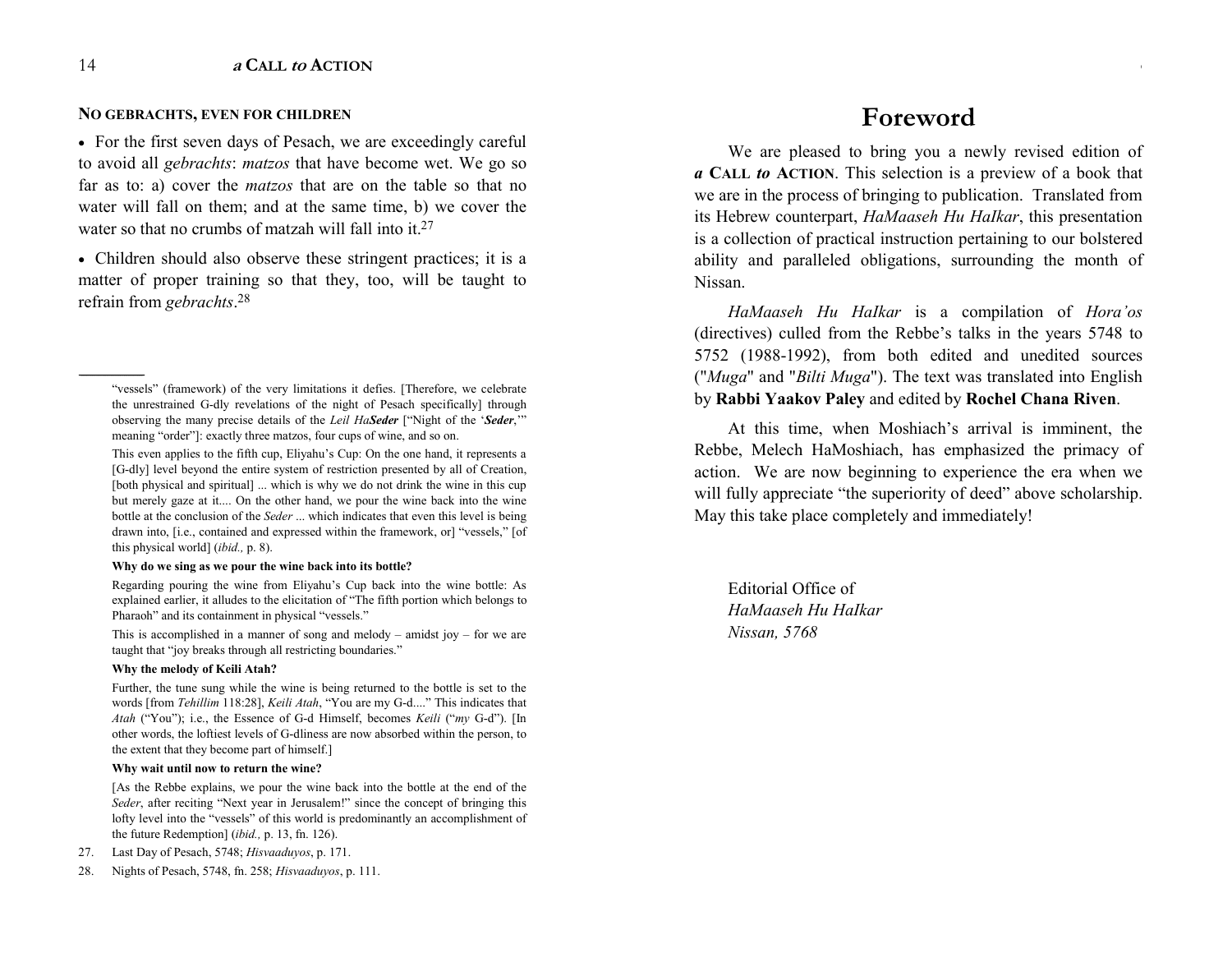### NO GEBRACHTS, EVEN FOR CHILDREN

- For the first seven days of Pesach, we are exceedingly careful to avoid all *gebrachts*: *matzos* that have become wet. We go so far as to: a) cover the *matzos* that are on the table so that no water will fall on them; and at the same time, b) we cover the water so that no crumbs of matzah will fall into it.[27]

- Children should also observe these stringent practices; it is a matter of proper training so that they, too, will be taught to refrain from *gebrachts*.[28]

---

"vessels" (framework) of the very limitations it defies. [Therefore, we celebrate the unrestrained G-dly revelations of the night of Pesach specifically] through observing the many precise details of the *Leil Ha**Seder*** ["Night of the '***Seder***,'" meaning "order"]: exactly three matzos, four cups of wine, and so on.

This even applies to the fifth cup, Eliyahu's Cup: On the one hand, it represents a [G-dly] level beyond the entire system of restriction presented by all of Creation, [both physical and spiritual] ... which is why we do not drink the wine in this cup but merely gaze at it.... On the other hand, we pour the wine back into the wine bottle at the conclusion of the *Seder* ... which indicates that even this level is being drawn into, [i.e., contained and expressed within the framework, or] "vessels," [of this physical world] (*ibid.,* p. 8).

**Why do we sing as we pour the wine back into its bottle?**

Regarding pouring the wine from Eliyahu's Cup back into the wine bottle: As explained earlier, it alludes to the elicitation of "The fifth portion which belongs to Pharaoh" and its containment in physical "vessels."

This is accomplished in a manner of song and melody – amidst joy – for we are taught that "joy breaks through all restricting boundaries."

**Why the melody of Keili Atah?**

Further, the tune sung while the wine is being returned to the bottle is set to the words [from *Tehillim* 118:28], *Keili Atah*, "You are my G-d...." This indicates that *Atah* ("You"); i.e., the Essence of G-d Himself, becomes *Keili* ("*my* G-d"). [In other words, the loftiest levels of G-dliness are now absorbed within the person, to the extent that they become part of himself.]

**Why wait until now to return the wine?**

[As the Rebbe explains, we pour the wine back into the bottle at the end of the *Seder*, after reciting "Next year in Jerusalem!" since the concept of bringing this lofty level into the "vessels" of this world is predominantly an accomplishment of the future Redemption] (*ibid.,* p. 13, fn. 126).

27. Last Day of Pesach, 5748; *Hisvaaduyos*, p. 171.

28. Nights of Pesach, 5748, fn. 258; *Hisvaaduyos*, p. 111.

# Foreword

We are pleased to bring you a newly revised edition of ***a* CALL *to* ACTION**. This selection is a preview of a book that we are in the process of bringing to publication. Translated from its Hebrew counterpart, *HaMaaseh Hu HaIkar*, this presentation is a collection of practical instruction pertaining to our bolstered ability and paralleled obligations, surrounding the month of Nissan.

*HaMaaseh Hu HaIkar* is a compilation of *Hora'os* (directives) culled from the Rebbe's talks in the years 5748 to 5752 (1988-1992), from both edited and unedited sources ("*Muga*" and "*Bilti Muga*"). The text was translated into English by **Rabbi Yaakov Paley** and edited by **Rochel Chana Riven**.

At this time, when Moshiach's arrival is imminent, the Rebbe, Melech HaMoshiach, has emphasized the primacy of action. We are now beginning to experience the era when we will fully appreciate "the superiority of deed" above scholarship. May this take place completely and immediately!

Editorial Office of
*HaMaaseh Hu HaIkar*
*Nissan, 5768*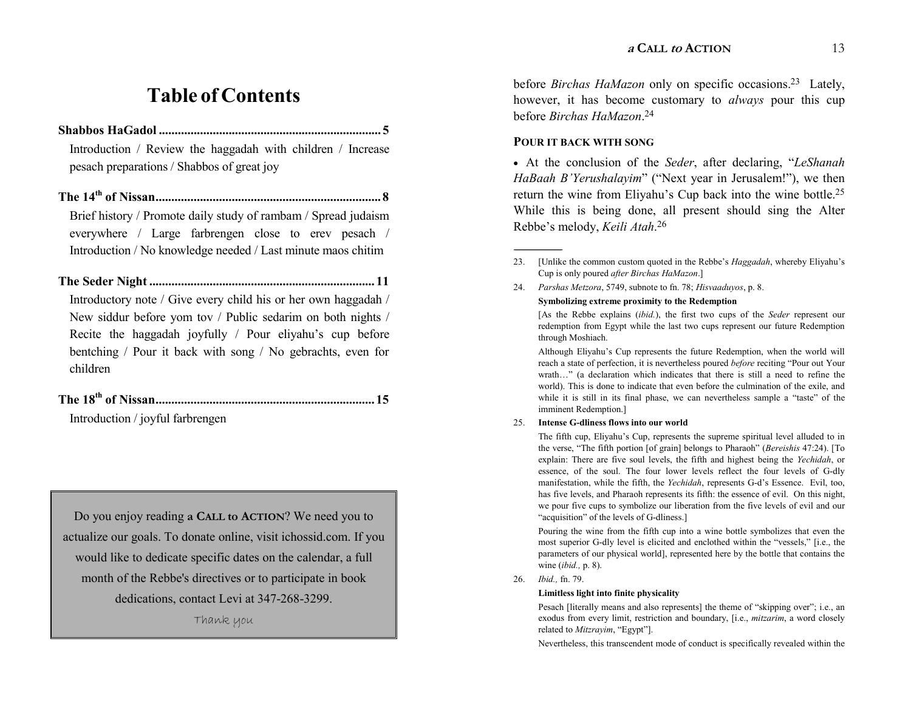# Table of Contents

**Shabbos HaGadol ..................................................................... 5**

Introduction / Review the haggadah with children / Increase pesach preparations / Shabbos of great joy

**The 14th of Nissan...................................................................... 8**

Brief history / Promote daily study of rambam / Spread judaism everywhere / Large farbrengen close to erev pesach / Introduction / No knowledge needed / Last minute maos chitim

**The Seder Night ...................................................................... 11**

Introductory note / Give every child his or her own haggadah / New siddur before yom tov / Public sedarim on both nights / Recite the haggadah joyfully / Pour eliyahu's cup before bentching / Pour it back with song / No gebrachts, even for children

**The 18th of Nissan.................................................................... 15**

Introduction / joyful farbrengen

Do you enjoy reading **a CALL to ACTION**? We need you to actualize our goals. To donate online, visit ichossid.com. If you would like to dedicate specific dates on the calendar, a full month of the Rebbe's directives or to participate in book dedications, contact Levi at 347-268-3299.

Thank you

---

before *Birchas HaMazon* only on specific occasions.[23] Lately, however, it has become customary to *always* pour this cup before *Birchas HaMazon*.[24]

### POUR IT BACK WITH SONG

- At the conclusion of the *Seder*, after declaring, "*LeShanah HaBaah B'Yerushalayim*" ("Next year in Jerusalem!"), we then return the wine from Eliyahu's Cup back into the wine bottle.[25] While this is being done, all present should sing the Alter Rebbe's melody, *Keili Atah*.[26]

---

23. [Unlike the common custom quoted in the Rebbe's *Haggadah*, whereby Eliyahu's Cup is only poured *after Birchas HaMazon*.]

24. *Parshas Metzora*, 5749, subnote to fn. 78; *Hisvaaduyos*, p. 8.

    **Symbolizing extreme proximity to the Redemption**

    [As the Rebbe explains (*ibid.*), the first two cups of the *Seder* represent our redemption from Egypt while the last two cups represent our future Redemption through Moshiach.

    Although Eliyahu's Cup represents the future Redemption, when the world will reach a state of perfection, it is nevertheless poured *before* reciting "Pour out Your wrath…" (a declaration which indicates that there is still a need to refine the world). This is done to indicate that even before the culmination of the exile, and while it is still in its final phase, we can nevertheless sample a "taste" of the imminent Redemption.]

25. **Intense G-dliness flows into our world**

    The fifth cup, Eliyahu's Cup, represents the supreme spiritual level alluded to in the verse, "The fifth portion [of grain] belongs to Pharaoh" (*Bereishis* 47:24). [To explain: There are five soul levels, the fifth and highest being the *Yechidah*, or essence, of the soul. The four lower levels reflect the four levels of G-dly manifestation, while the fifth, the *Yechidah*, represents G-d's Essence. Evil, too, has five levels, and Pharaoh represents its fifth: the essence of evil. On this night, we pour five cups to symbolize our liberation from the five levels of evil and our "acquisition" of the levels of G-dliness.]

    Pouring the wine from the fifth cup into a wine bottle symbolizes that even the most superior G-dly level is elicited and enclothed within the "vessels," [i.e., the parameters of our physical world], represented here by the bottle that contains the wine (*ibid.,* p. 8).

26. *Ibid.,* fn. 79.

    **Limitless light into finite physicality**

    Pesach [literally means and also represents] the theme of "skipping over"; i.e., an exodus from every limit, restriction and boundary, [i.e., *mitzarim*, a word closely related to *Mitzrayim*, "Egypt"].

    Nevertheless, this transcendent mode of conduct is specifically revealed within the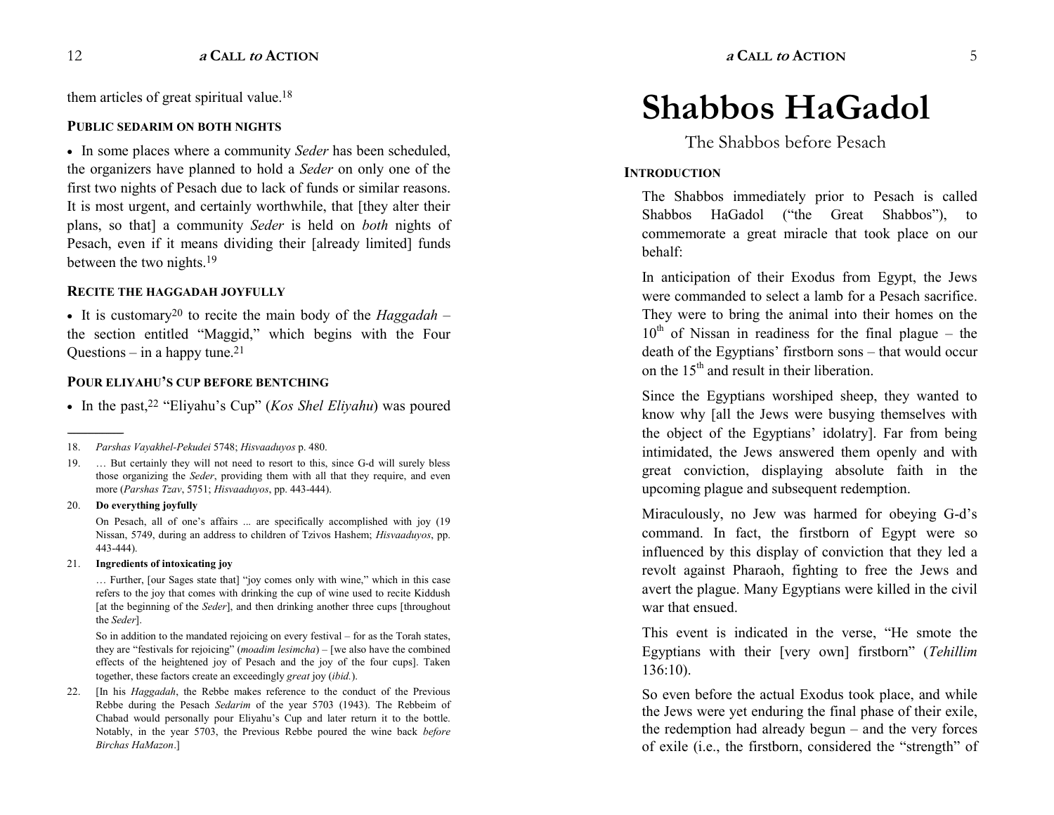them articles of great spiritual value.[18]

**PUBLIC SEDARIM ON BOTH NIGHTS**

- In some places where a community *Seder* has been scheduled, the organizers have planned to hold a *Seder* on only one of the first two nights of Pesach due to lack of funds or similar reasons. It is most urgent, and certainly worthwhile, that [they alter their plans, so that] a community *Seder* is held on *both* nights of Pesach, even if it means dividing their [already limited] funds between the two nights.[19]

**RECITE THE HAGGADAH JOYFULLY**

- It is customary[20] to recite the main body of the *Haggadah* – the section entitled "Maggid," which begins with the Four Questions – in a happy tune.[21]

**POUR ELIYAHU'S CUP BEFORE BENTCHING**

- In the past,[22] "Eliyahu's Cup" (*Kos Shel Eliyahu*) was poured

---

18. *Parshas Vayakhel-Pekudei* 5748; *Hisvaaduyos* p. 480.

19. … But certainly they will not need to resort to this, since G-d will surely bless those organizing the *Seder*, providing them with all that they require, and even more (*Parshas Tzav*, 5751; *Hisvaaduyos*, pp. 443-444).

20. **Do everything joyfully**

    On Pesach, all of one's affairs ... are specifically accomplished with joy (19 Nissan, 5749, during an address to children of Tzivos Hashem; *Hisvaaduyos*, pp. 443-444).

21. **Ingredients of intoxicating joy**

    … Further, [our Sages state that] "joy comes only with wine," which in this case refers to the joy that comes with drinking the cup of wine used to recite Kiddush [at the beginning of the *Seder*], and then drinking another three cups [throughout the *Seder*].

    So in addition to the mandated rejoicing on every festival – for as the Torah states, they are "festivals for rejoicing" (*moadim lesimcha*) – [we also have the combined effects of the heightened joy of Pesach and the joy of the four cups]. Taken together, these factors create an exceedingly *great* joy (*ibid.*).

22. [In his *Haggadah*, the Rebbe makes reference to the conduct of the Previous Rebbe during the Pesach *Sedarim* of the year 5703 (1943). The Rebbeim of Chabad would personally pour Eliyahu's Cup and later return it to the bottle. Notably, in the year 5703, the Previous Rebbe poured the wine back *before Birchas HaMazon*.]

# Shabbos HaGadol

## The Shabbos before Pesach

**INTRODUCTION**

The Shabbos immediately prior to Pesach is called Shabbos HaGadol ("the Great Shabbos"), to commemorate a great miracle that took place on our behalf:

In anticipation of their Exodus from Egypt, the Jews were commanded to select a lamb for a Pesach sacrifice. They were to bring the animal into their homes on the 10th of Nissan in readiness for the final plague – the death of the Egyptians' firstborn sons – that would occur on the 15th and result in their liberation.

Since the Egyptians worshiped sheep, they wanted to know why [all the Jews were busying themselves with the object of the Egyptians' idolatry]. Far from being intimidated, the Jews answered them openly and with great conviction, displaying absolute faith in the upcoming plague and subsequent redemption.

Miraculously, no Jew was harmed for obeying G-d's command. In fact, the firstborn of Egypt were so influenced by this display of conviction that they led a revolt against Pharaoh, fighting to free the Jews and avert the plague. Many Egyptians were killed in the civil war that ensued.

This event is indicated in the verse, "He smote the Egyptians with their [very own] firstborn" (*Tehillim* 136:10).

So even before the actual Exodus took place, and while the Jews were yet enduring the final phase of their exile, the redemption had already begun – and the very forces of exile (i.e., the firstborn, considered the "strength" of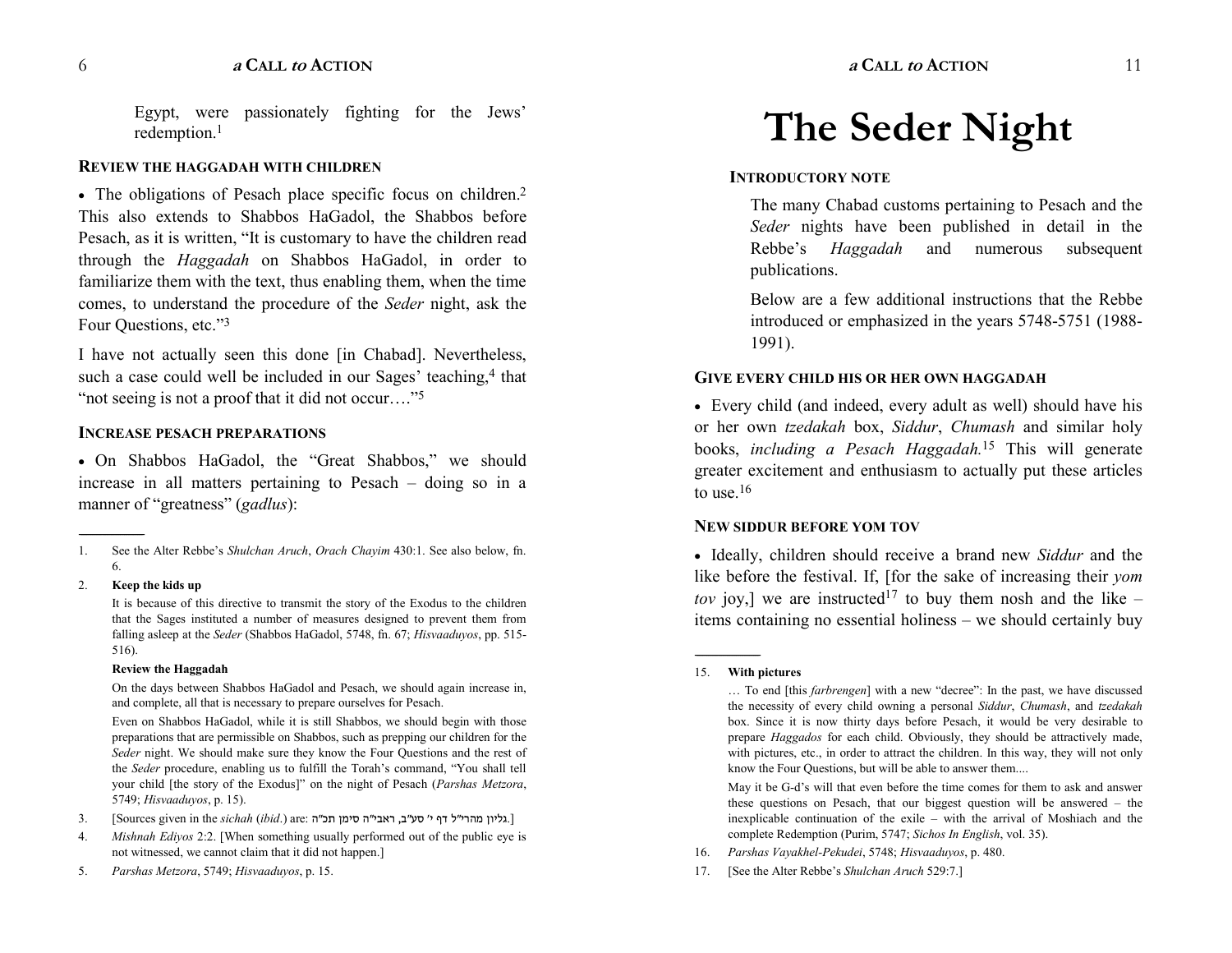Egypt, were passionately fighting for the Jews' redemption.[1]

### REVIEW THE HAGGADAH WITH CHILDREN

• The obligations of Pesach place specific focus on children.[2] This also extends to Shabbos HaGadol, the Shabbos before Pesach, as it is written, "It is customary to have the children read through the *Haggadah* on Shabbos HaGadol, in order to familiarize them with the text, thus enabling them, when the time comes, to understand the procedure of the *Seder* night, ask the Four Questions, etc."[3]

I have not actually seen this done [in Chabad]. Nevertheless, such a case could well be included in our Sages' teaching,[4] that "not seeing is not a proof that it did not occur…."[5]

### INCREASE PESACH PREPARATIONS

• On Shabbos HaGadol, the "Great Shabbos," we should increase in all matters pertaining to Pesach – doing so in a manner of "greatness" (*gadlus*):

---

1. See the Alter Rebbe's *Shulchan Aruch*, *Orach Chayim* 430:1. See also below, fn. 6.

2. **Keep the kids up**

   It is because of this directive to transmit the story of the Exodus to the children that the Sages instituted a number of measures designed to prevent them from falling asleep at the *Seder* (Shabbos HaGadol, 5748, fn. 67; *Hisvaaduyos*, pp. 515-516).

   **Review the Haggadah**

   On the days between Shabbos HaGadol and Pesach, we should again increase in, and complete, all that is necessary to prepare ourselves for Pesach.

   Even on Shabbos HaGadol, while it is still Shabbos, we should begin with those preparations that are permissible on Shabbos, such as prepping our children for the *Seder* night. We should make sure they know the Four Questions and the rest of the *Seder* procedure, enabling us to fulfill the Torah's command, "You shall tell your child [the story of the Exodus]" on the night of Pesach (*Parshas Metzora*, 5749; *Hisvaaduyos*, p. 15).

3. [Sources given in the *sichah* (*ibid*.) are: גליון מהרי"ל דף י' סע"ב, ראבי"ה סימן תכ"ה.]

4. *Mishnah Ediyos* 2:2. [When something usually performed out of the public eye is not witnessed, we cannot claim that it did not happen.]

5. *Parshas Metzora*, 5749; *Hisvaaduyos*, p. 15.

# The Seder Night

### INTRODUCTORY NOTE

The many Chabad customs pertaining to Pesach and the *Seder* nights have been published in detail in the Rebbe's *Haggadah* and numerous subsequent publications.

Below are a few additional instructions that the Rebbe introduced or emphasized in the years 5748-5751 (1988-1991).

### GIVE EVERY CHILD HIS OR HER OWN HAGGADAH

• Every child (and indeed, every adult as well) should have his or her own *tzedakah* box, *Siddur*, *Chumash* and similar holy books, *including a Pesach Haggadah.*[15] This will generate greater excitement and enthusiasm to actually put these articles to use.[16]

### NEW SIDDUR BEFORE YOM TOV

• Ideally, children should receive a brand new *Siddur* and the like before the festival. If, [for the sake of increasing their *yom tov* joy,] we are instructed[17] to buy them nosh and the like – items containing no essential holiness – we should certainly buy

---

15. **With pictures**

    … To end [this *farbrengen*] with a new "decree": In the past, we have discussed the necessity of every child owning a personal *Siddur*, *Chumash*, and *tzedakah* box. Since it is now thirty days before Pesach, it would be very desirable to prepare *Haggados* for each child. Obviously, they should be attractively made, with pictures, etc., in order to attract the children. In this way, they will not only know the Four Questions, but will be able to answer them....

    May it be G-d's will that even before the time comes for them to ask and answer these questions on Pesach, that our biggest question will be answered – the inexplicable continuation of the exile – with the arrival of Moshiach and the complete Redemption (Purim, 5747; *Sichos In English*, vol. 35).

16. *Parshas Vayakhel-Pekudei*, 5748; *Hisvaaduyos*, p. 480.

17. [See the Alter Rebbe's *Shulchan Aruch* 529:7.]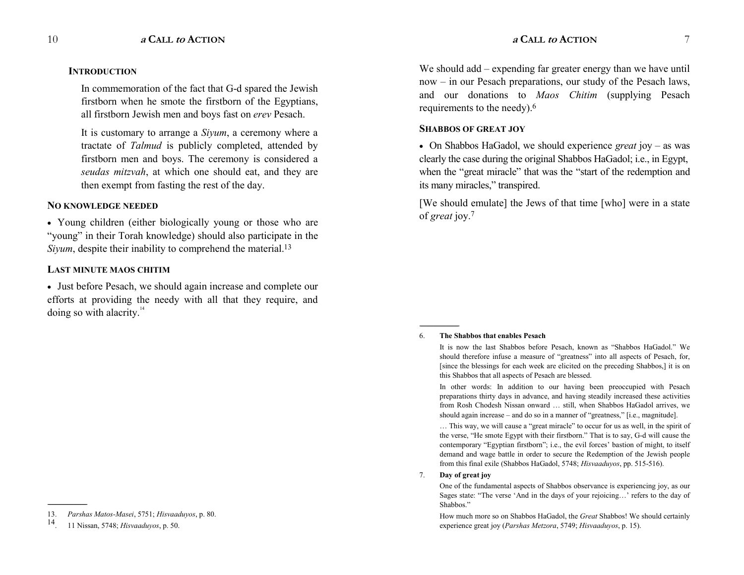## INTRODUCTION

In commemoration of the fact that G-d spared the Jewish firstborn when he smote the firstborn of the Egyptians, all firstborn Jewish men and boys fast on *erev* Pesach.

It is customary to arrange a *Siyum*, a ceremony where a tractate of *Talmud* is publicly completed, attended by firstborn men and boys. The ceremony is considered a *seudas mitzvah*, at which one should eat, and they are then exempt from fasting the rest of the day.

### NO KNOWLEDGE NEEDED

• Young children (either biologically young or those who are "young" in their Torah knowledge) should also participate in the *Siyum*, despite their inability to comprehend the material.[13]

### LAST MINUTE MAOS CHITIM

• Just before Pesach, we should again increase and complete our efforts at providing the needy with all that they require, and doing so with alacrity.[14]

---

13. *Parshas Matos-Masei*, 5751; *Hisvaaduyos*, p. 80.
14. 11 Nissan, 5748; *Hisvaaduyos*, p. 50.

We should add – expending far greater energy than we have until now – in our Pesach preparations, our study of the Pesach laws, and our donations to *Maos Chitim* (supplying Pesach requirements to the needy).[6]

### SHABBOS OF GREAT JOY

• On Shabbos HaGadol, we should experience *great* joy – as was clearly the case during the original Shabbos HaGadol; i.e., in Egypt, when the "great miracle" that was the "start of the redemption and its many miracles," transpired.

[We should emulate] the Jews of that time [who] were in a state of *great* joy.[7]

---

6. **The Shabbos that enables Pesach**

   It is now the last Shabbos before Pesach, known as "Shabbos HaGadol." We should therefore infuse a measure of "greatness" into all aspects of Pesach, for, [since the blessings for each week are elicited on the preceding Shabbos,] it is on this Shabbos that all aspects of Pesach are blessed.

   In other words: In addition to our having been preoccupied with Pesach preparations thirty days in advance, and having steadily increased these activities from Rosh Chodesh Nissan onward … still, when Shabbos HaGadol arrives, we should again increase – and do so in a manner of "greatness," [i.e., magnitude].

   … This way, we will cause a "great miracle" to occur for us as well, in the spirit of the verse, "He smote Egypt with their firstborn." That is to say, G-d will cause the contemporary "Egyptian firstborn"; i.e., the evil forces' bastion of might, to itself demand and wage battle in order to secure the Redemption of the Jewish people from this final exile (Shabbos HaGadol, 5748; *Hisvaaduyos*, pp. 515-516).

7. **Day of great joy**

   One of the fundamental aspects of Shabbos observance is experiencing joy, as our Sages state: "The verse 'And in the days of your rejoicing…' refers to the day of Shabbos."

   How much more so on Shabbos HaGadol, the *Great* Shabbos! We should certainly experience great joy (*Parshas Metzora*, 5749; *Hisvaaduyos*, p. 15).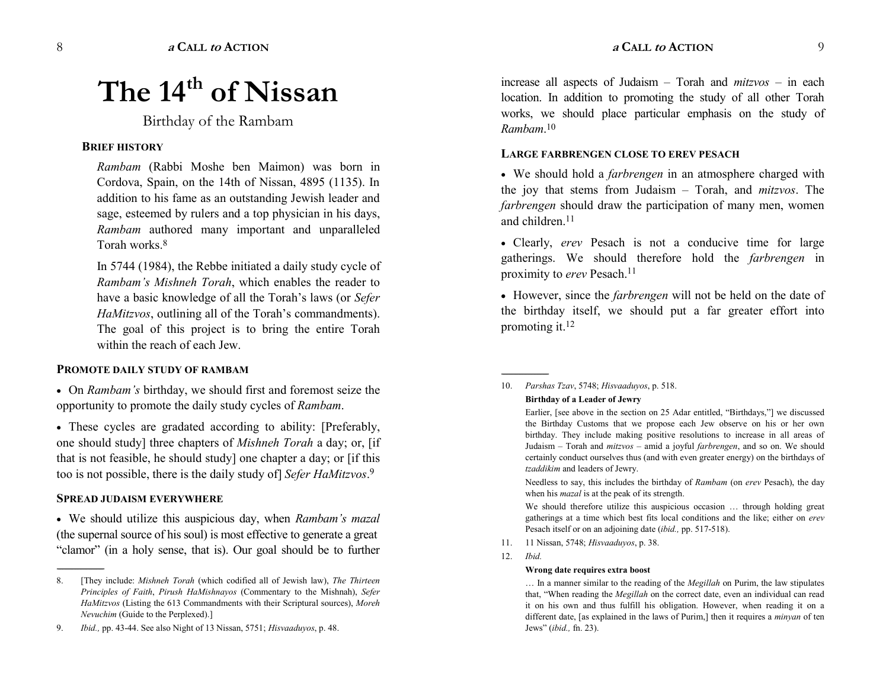# The 14th of Nissan

Birthday of the Rambam

**BRIEF HISTORY**

*Rambam* (Rabbi Moshe ben Maimon) was born in Cordova, Spain, on the 14th of Nissan, 4895 (1135). In addition to his fame as an outstanding Jewish leader and sage, esteemed by rulers and a top physician in his days, *Rambam* authored many important and unparalleled Torah works.[8]

In 5744 (1984), the Rebbe initiated a daily study cycle of *Rambam's Mishneh Torah*, which enables the reader to have a basic knowledge of all the Torah's laws (or *Sefer HaMitzvos*, outlining all of the Torah's commandments). The goal of this project is to bring the entire Torah within the reach of each Jew.

**PROMOTE DAILY STUDY OF RAMBAM**

- On *Rambam's* birthday, we should first and foremost seize the opportunity to promote the daily study cycles of *Rambam*.
- These cycles are gradated according to ability: [Preferably, one should study] three chapters of *Mishneh Torah* a day; or, [if that is not feasible, he should study] one chapter a day; or [if this too is not possible, there is the daily study of] *Sefer HaMitzvos*.[9]

**SPREAD JUDAISM EVERYWHERE**

- We should utilize this auspicious day, when *Rambam's mazal* (the supernal source of his soul) is most effective to generate a great "clamor" (in a holy sense, that is). Our goal should be to further increase all aspects of Judaism – Torah and *mitzvos* – in each location. In addition to promoting the study of all other Torah works, we should place particular emphasis on the study of *Rambam*.[10]

**LARGE FARBRENGEN CLOSE TO EREV PESACH**

- We should hold a *farbrengen* in an atmosphere charged with the joy that stems from Judaism – Torah, and *mitzvos*. The *farbrengen* should draw the participation of many men, women and children.[11]
- Clearly, *erev* Pesach is not a conducive time for large gatherings. We should therefore hold the *farbrengen* in proximity to *erev* Pesach.[11]
- However, since the *farbrengen* will not be held on the date of the birthday itself, we should put a far greater effort into promoting it.[12]

---

8. [They include: *Mishneh Torah* (which codified all of Jewish law), *The Thirteen Principles of Faith*, *Pirush HaMishnayos* (Commentary to the Mishnah), *Sefer HaMitzvos* (Listing the 613 Commandments with their Scriptural sources), *Moreh Nevuchim* (Guide to the Perplexed).]

9. *Ibid.,* pp. 43-44. See also Night of 13 Nissan, 5751; *Hisvaaduyos*, p. 48.

10. *Parshas Tzav*, 5748; *Hisvaaduyos*, p. 518.

    **Birthday of a Leader of Jewry**

    Earlier, [see above in the section on 25 Adar entitled, "Birthdays,"] we discussed the Birthday Customs that we propose each Jew observe on his or her own birthday. They include making positive resolutions to increase in all areas of Judaism – Torah and *mitzvos* – amid a joyful *farbrengen*, and so on. We should certainly conduct ourselves thus (and with even greater energy) on the birthdays of *tzaddikim* and leaders of Jewry.

    Needless to say, this includes the birthday of *Rambam* (on *erev* Pesach), the day when his *mazal* is at the peak of its strength.

    We should therefore utilize this auspicious occasion … through holding great gatherings at a time which best fits local conditions and the like; either on *erev* Pesach itself or on an adjoining date (*ibid.,* pp. 517-518).

11. 11 Nissan, 5748; *Hisvaaduyos*, p. 38.

12. *Ibid.*

    **Wrong date requires extra boost**

    … In a manner similar to the reading of the *Megillah* on Purim, the law stipulates that, "When reading the *Megillah* on the correct date, even an individual can read it on his own and thus fulfill his obligation. However, when reading it on a different date, [as explained in the laws of Purim,] then it requires a *minyan* of ten Jews" (*ibid.,* fn. 23).